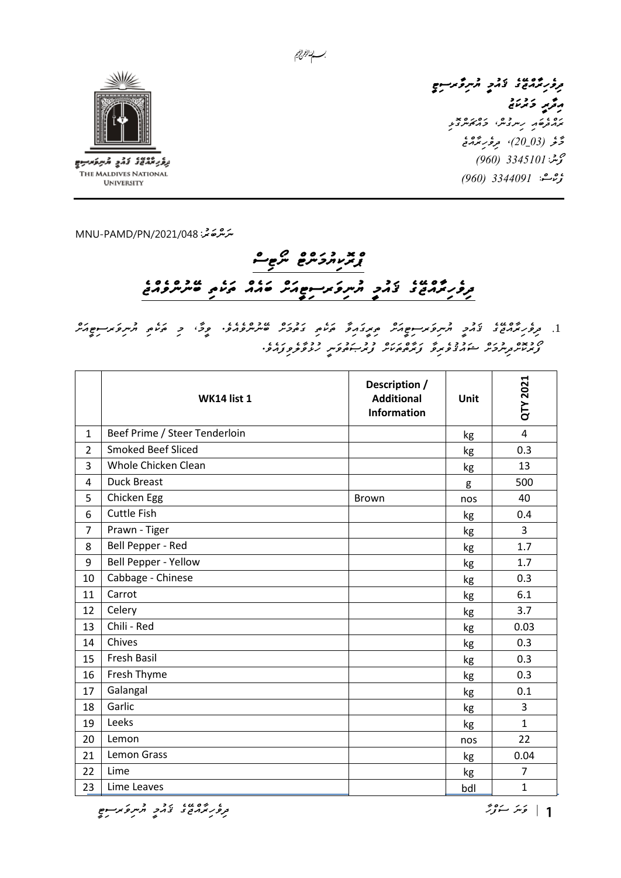بسم الله الرحمن الرحيم

ދިވެހިރާއްޖޭގެ ޤައުމީ ޔުނިވަރސިޓީ
އިދާރީ މަރުކަޒު
ރަހްދެބައި ހިނގުން، މައްޗަންގޮޅި
މާލެ (20_03)، ދިވެހިރާއްޖެ
ފޯން: 3345101 (960)
ފެކްސް: 3344091 (960)

THE MALDIVES NATIONAL UNIVERSITY

ނަންބަރު: MNU-PAMD/PN/2021/048

# ގޮތުގައިއުމުންވާ ނޫސް

## ދިވެހިރާއްޖޭގެ ޤައުމީ ޔުނިވަރސިޓީއަށް ބަޔަށް ތަކެތި ބޭނުންވެއްޖެ

1. ދިވެހިރާއްޖޭގެ ޤައުމީ ޔުނިވަރސިޓީއަށް ތިރީގައިވާ ތަކެތި ގަތުމަށް ބޭނުންވެއްޖެ. ވީމާ، މި ތަކެތި ޔުނިވަރސިޓީއަށް ފޯރުކޮށްދިނުމަށް ޝައުޤުވެރިވާ ފަރާތްތަކަށް ފުރުޞަތުވަނީ ހުޅުވާލެވިފައެވެ.

| | WK14 list 1 | Description / Additional Information | Unit | QTY 2021 |
|---|---|---|---|---|
| 1 | Beef Prime / Steer Tenderloin | | kg | 4 |
| 2 | Smoked Beef Sliced | | kg | 0.3 |
| 3 | Whole Chicken Clean | | kg | 13 |
| 4 | Duck Breast | | g | 500 |
| 5 | Chicken Egg | Brown | nos | 40 |
| 6 | Cuttle Fish | | kg | 0.4 |
| 7 | Prawn - Tiger | | kg | 3 |
| 8 | Bell Pepper - Red | | kg | 1.7 |
| 9 | Bell Pepper - Yellow | | kg | 1.7 |
| 10 | Cabbage - Chinese | | kg | 0.3 |
| 11 | Carrot | | kg | 6.1 |
| 12 | Celery | | kg | 3.7 |
| 13 | Chili - Red | | kg | 0.03 |
| 14 | Chives | | kg | 0.3 |
| 15 | Fresh Basil | | kg | 0.3 |
| 16 | Fresh Thyme | | kg | 0.3 |
| 17 | Galangal | | kg | 0.1 |
| 18 | Garlic | | kg | 3 |
| 19 | Leeks | | kg | 1 |
| 20 | Lemon | | nos | 22 |
| 21 | Lemon Grass | | kg | 0.04 |
| 22 | Lime | | kg | 7 |
| 23 | Lime Leaves | | bdl | 1 |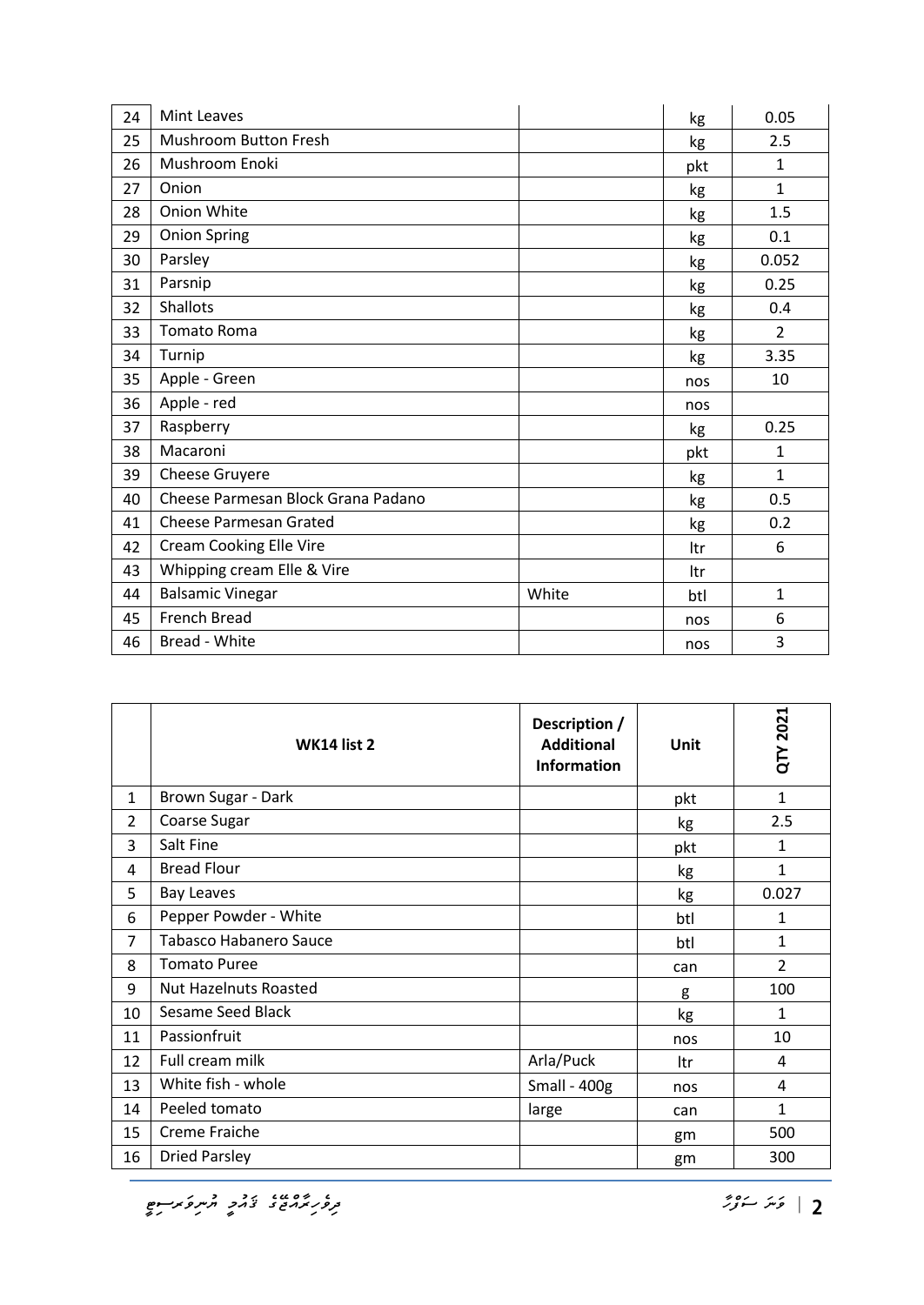| | | | | |
|---|---|---|---|---|
| 24 | Mint Leaves | | kg | 0.05 |
| 25 | Mushroom Button Fresh | | kg | 2.5 |
| 26 | Mushroom Enoki | | pkt | 1 |
| 27 | Onion | | kg | 1 |
| 28 | Onion White | | kg | 1.5 |
| 29 | Onion Spring | | kg | 0.1 |
| 30 | Parsley | | kg | 0.052 |
| 31 | Parsnip | | kg | 0.25 |
| 32 | Shallots | | kg | 0.4 |
| 33 | Tomato Roma | | kg | 2 |
| 34 | Turnip | | kg | 3.35 |
| 35 | Apple - Green | | nos | 10 |
| 36 | Apple - red | | nos | |
| 37 | Raspberry | | kg | 0.25 |
| 38 | Macaroni | | pkt | 1 |
| 39 | Cheese Gruyere | | kg | 1 |
| 40 | Cheese Parmesan Block Grana Padano | | kg | 0.5 |
| 41 | Cheese Parmesan Grated | | kg | 0.2 |
| 42 | Cream Cooking Elle Vire | | ltr | 6 |
| 43 | Whipping cream Elle & Vire | | ltr | |
| 44 | Balsamic Vinegar | White | btl | 1 |
| 45 | French Bread | | nos | 6 |
| 46 | Bread - White | | nos | 3 |

| | WK14 list 2 | Description / Additional Information | Unit | QTY 2021 |
|---|---|---|---|---|
| 1 | Brown Sugar - Dark | | pkt | 1 |
| 2 | Coarse Sugar | | kg | 2.5 |
| 3 | Salt Fine | | pkt | 1 |
| 4 | Bread Flour | | kg | 1 |
| 5 | Bay Leaves | | kg | 0.027 |
| 6 | Pepper Powder - White | | btl | 1 |
| 7 | Tabasco Habanero Sauce | | btl | 1 |
| 8 | Tomato Puree | | can | 2 |
| 9 | Nut Hazelnuts Roasted | | g | 100 |
| 10 | Sesame Seed Black | | kg | 1 |
| 11 | Passionfruit | | nos | 10 |
| 12 | Full cream milk | Arla/Puck | ltr | 4 |
| 13 | White fish - whole | Small - 400g | nos | 4 |
| 14 | Peeled tomato | large | can | 1 |
| 15 | Creme Fraiche | | gm | 500 |
| 16 | Dried Parsley | | gm | 300 |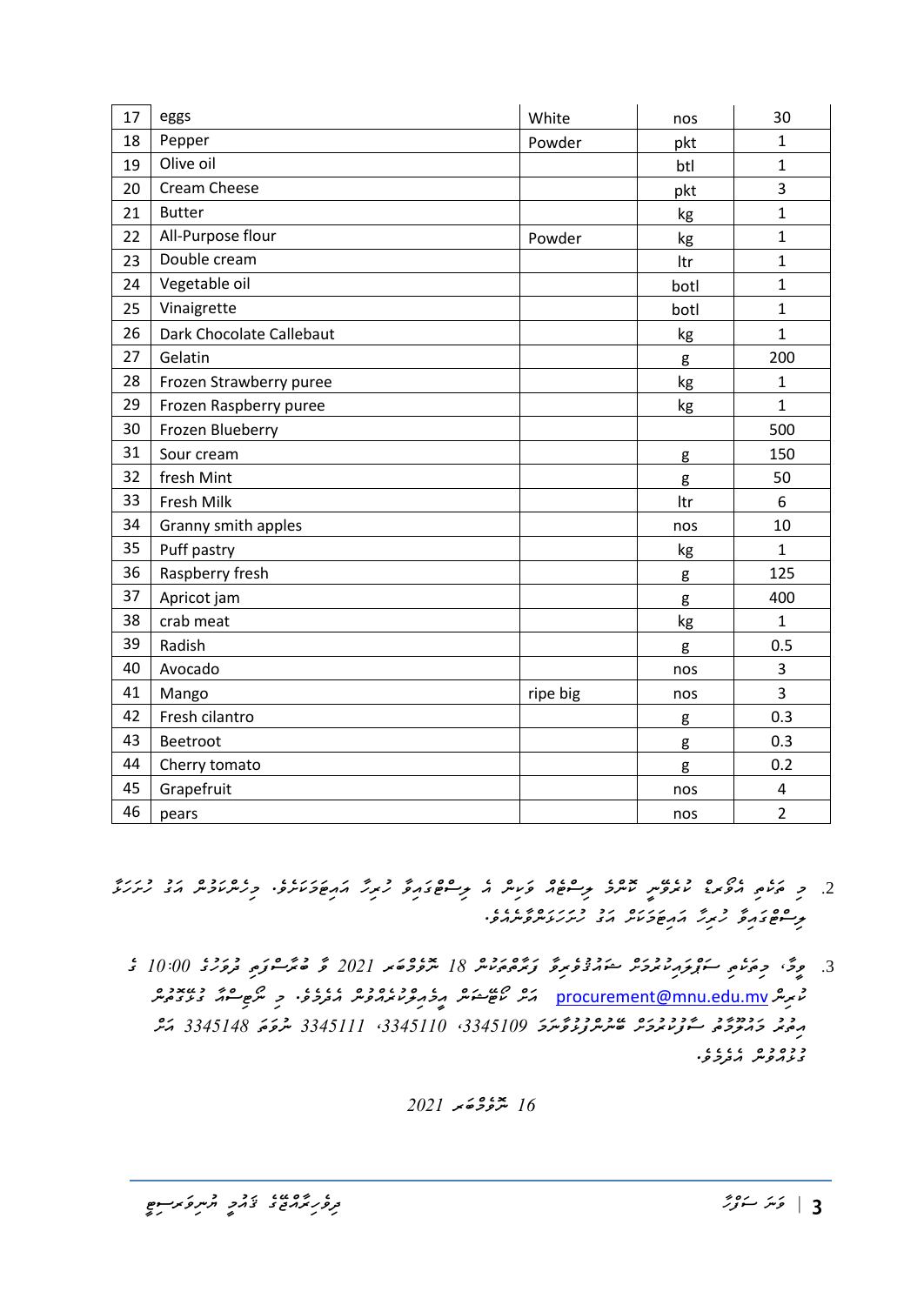| 17 | eggs | White | nos | 30 |
|---|---|---|---|---|
| 18 | Pepper | Powder | pkt | 1 |
| 19 | Olive oil | | btl | 1 |
| 20 | Cream Cheese | | pkt | 3 |
| 21 | Butter | | kg | 1 |
| 22 | All-Purpose flour | Powder | kg | 1 |
| 23 | Double cream | | ltr | 1 |
| 24 | Vegetable oil | | botl | 1 |
| 25 | Vinaigrette | | botl | 1 |
| 26 | Dark Chocolate Callebaut | | kg | 1 |
| 27 | Gelatin | | g | 200 |
| 28 | Frozen Strawberry puree | | kg | 1 |
| 29 | Frozen Raspberry puree | | kg | 1 |
| 30 | Frozen Blueberry | | | 500 |
| 31 | Sour cream | | g | 150 |
| 32 | fresh Mint | | g | 50 |
| 33 | Fresh Milk | | ltr | 6 |
| 34 | Granny smith apples | | nos | 10 |
| 35 | Puff pastry | | kg | 1 |
| 36 | Raspberry fresh | | g | 125 |
| 37 | Apricot jam | | g | 400 |
| 38 | crab meat | | kg | 1 |
| 39 | Radish | | g | 0.5 |
| 40 | Avocado | | nos | 3 |
| 41 | Mango | ripe big | nos | 3 |
| 42 | Fresh cilantro | | g | 0.3 |
| 43 | Beetroot | | g | 0.3 |
| 44 | Cherry tomato | | g | 0.2 |
| 45 | Grapefruit | | nos | 4 |
| 46 | pears | | nos | 2 |

2. މި ތަކެތި އޮތީ ކުދިކުދި ލިސްޓެއް ވަކިން އެ ލިސްޓުގައިވާ ހުރިހާ އައިޓަމަކަށް. މިންކަމުން އަގު ހުށަހަޅާ ލިސްޓުގައިވާ ހުރިހާ އައިޓަމަކަށް އަގު ހުށަހަޅަންވާނެއެވެ.

3. ވީމާ، މިތަކެތި ސަޕްލައިކުރުމަށް ޝައުޤުވެރިވާ ފަރާތްތަކުން 18 ނޮވެމްބަރ 2021 ވާ ބުރާސްފަތި ދުވަހުގެ 10:00 ގެ ކުރިން procurement@mnu.edu.mv އަށް ކޯޓޭޝަން އީމެއިލްކުރެއްވުން އެދެމެވެ. މި ނޯޓިސްއާ ގުޅޭގޮތުން އިތުރު މަޢުލޫމާތު ސާފުކުރުމަށް ބޭނުންފުޅުވާނަމަ 3345109، 3345110، 3345111 ނުވަތަ 3345148 އަށް ގުޅުއްވުން އެދެމެވެ.

16 ނޮވެމްބަރ 2021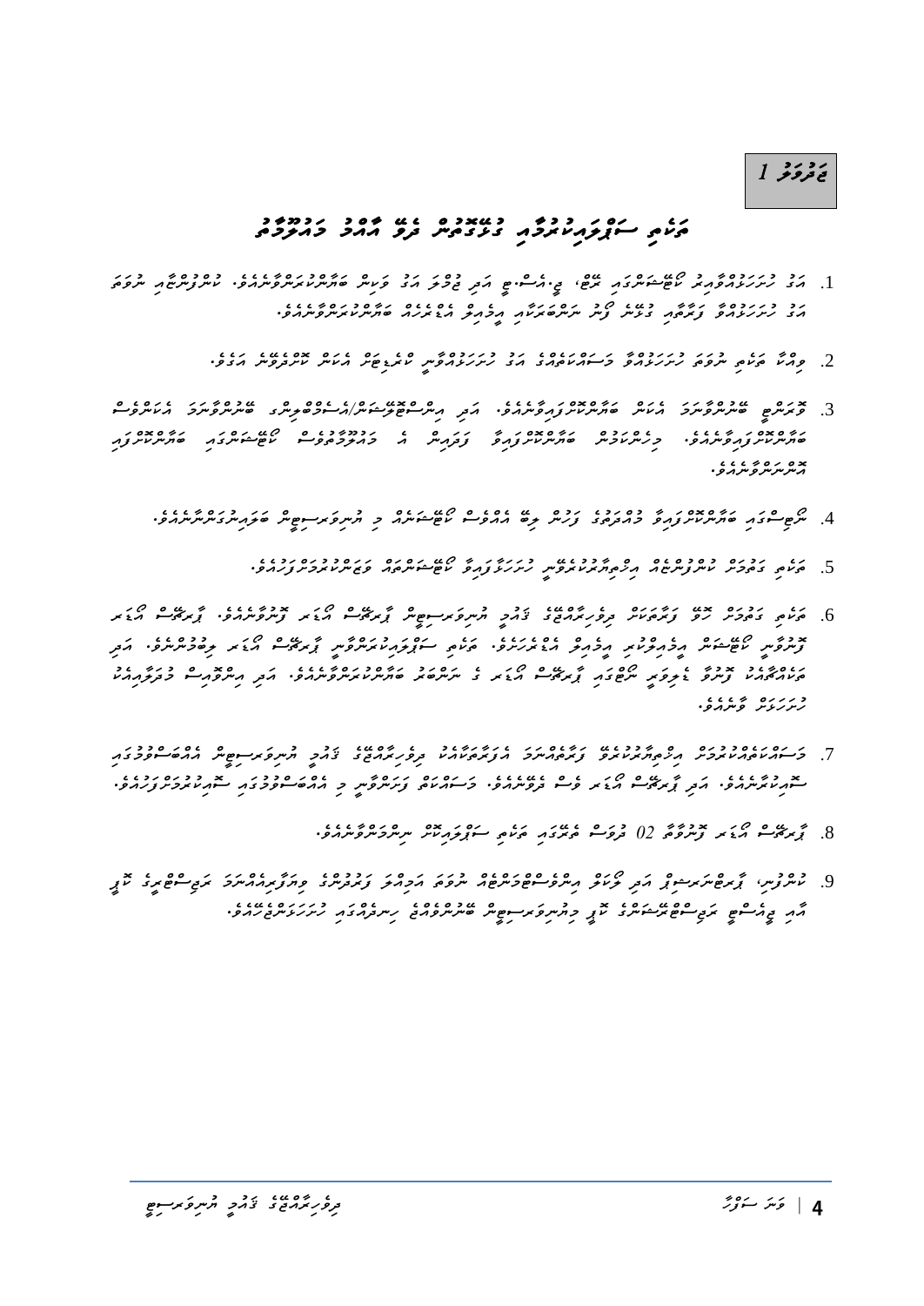ޖަދުވަލު 1

# ތަކެތި ސަޕްލައިކުރުމާއި ގުޅޭގޮތުން ދެވޭ އާއްމު މައުލޫމާތު

1. އަގު ހުށަހަޅުއްވާއިރު ކޯޓޭޝަނުގައި ރޭޓް، ޖީ.އެސް.ޓީ އަދި ޖުމްލަ އަގު ވަކިން ބަޔާންކުރަންވާނެއެވެ. ކުންފުންޏާއި ނުވަތަ އަގު ހުށަހަޅުއްވާ ފަރާތާއި ގުޅޭނެ ފޯނު ނަންބަރާއި އީމެއިލް އެޑްރެސް ބަޔާންކުރަންވާނެއެވެ.
2. ވިޔަސާ ތަކެތި ނުވަތަ ހުށަހަޅުއްވާ މަސައްކަތުގެ އަގު ހުށަހަޅުއްވާނީ ކްރެޑިޓަށް އެކަން ކޮށްދެވޭނެ އަގެވެ.
3. ޕްރޮޖެކްޓް ބޭނުންވާނަމަ އެކަން ބައްލަވާލުމަށް ފުރުސަތު ދެވޭނެއެވެ. އަދި އިންސްޕެކްޝަން/އެސެސްމެންޓް ބޭނުންވާނަމަ އެކަން ބައްލަވާލުމަށް ފުރުސަތު ދެވޭނެއެވެ. މިގޮތުން ބައްލަވާލުމަށް ފުރުސަތު ދެވޭނީ އެ މައުލޫމާތު ފޮނުވާ ކޯޓޭޝަނުގައި ބައްލަވާލެއްވުން އެދެވިގެންވާނެއެވެ.
4. ނޯޓިސްގައި ބަޔާންކޮށްފައިވާ މުއްދަތުގެ ފަހުން ލިބޭ އެއްވެސް ކޯޓޭޝަނެއް މި އޮފީހުން ބަލައިނުގަނެވޭނެއެވެ.
5. ތަކެތި ގެނައުން ކުންފުނީގެ އިންތިޒާމުން ކުރާނޭ ހުށަހަޅާފައިވާ ކޯޓޭޝަނާއެކު ވަކިން ބަޔާންކޮށްފައިވާނެއެވެ.
6. ތަކެތި ގެނައުމަށް ހުރިހާ ޚަރަދުތަކެއް ދިވެހިރާއްޖޭގެ ޤައުމީ އޮފީހުން ޕާރޗޭސް އޯޑަރ ފޮނުވާނެއެވެ. ޕާރޗޭސް އޯޑަރ ފޮނުވާނީ ކޯޓޭޝަން އިވެލުއޭޓްކޮށް އެކަށީގެންވާ ފަރާތަކަށެވެ. ތަކެތި ސަޕްލައިކުރަންވާނީ ޕާރޗޭސް އޯޑަރ ލިބުމުން ތަކެތީގެ ޢަދަދާއި ކޮލިޓީ ޗެކުކޮށް ޕާރޗޭސް އޯޑަރގެ ނަންބަރު ބަޔާންކޮށް ބައްލަވާލަންވާނެއެވެ. އަދި އިންވޮއިސް މުއްދަތު ހުށަހަޅަންވާނެއެވެ.
7. މަސައްކަތްތަކުގެ އިތުރުން ތަކެތި ގެނައުމަށް އޮފީހުގެ ދަށުން ޕާރޗޭސް އޯޑަރ ފޮނުވުމަށްފަހު ސަޕްލައިކުރަންވާނެއެވެ. އަދި ޕާރޗޭސް އޯޑަރގެ ނަމްބަރު ބަޔާންކުރަންވާނެއެވެ. މަސައްކަތް ފައިނަލް ކުރުމަށްފަހު ސަޕްލައިކުރަންވާނެއެވެ.
8. ޕާރޗޭސް އޯޑަރ ފޮނުވާތާ 02 ދުވަސް ތެރޭގައި ތަކެތި ސަޕްލައިކޮށް ނިންމަންވާނެއެވެ.
9. ކުންފުނި، ޕާރޓްނަރޝިޕް އަދި ވިޔަފާރި ރަޖިސްޓްރީކޮށްފައިވާ ނުވަތަ އަމިއްލަ ފަރުދުންގެ ވިޔަފާރިއަށް ދޫކޮށްފައިވާ ލައިސަންސް ކޮޕީ އާއި ޖީ.އެސް.ޓީ ރަޖިސްޓްރޭޝަންގެ ކޮޕީ މިއޮފީހަށް ހުށަހަޅަންވާނެއެވެ.